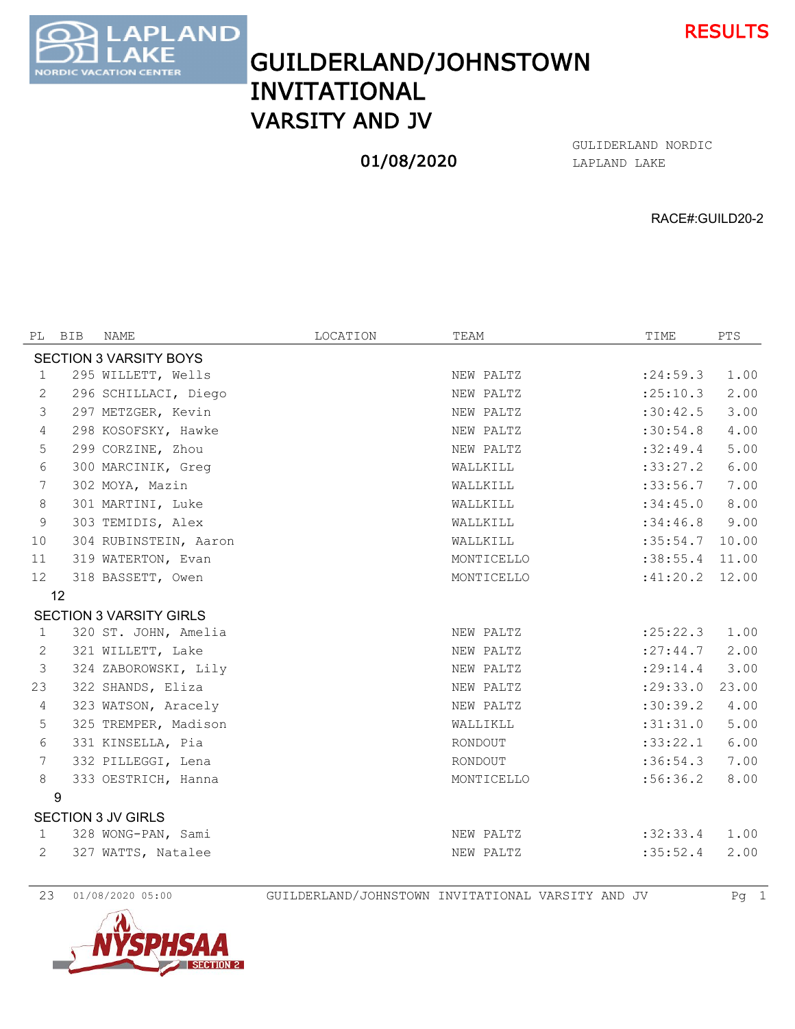RESULTS

# GUILDERLAND/JOHNSTOWN INVITATIONAL
## VARSITY AND JV

01/08/2020

GULIDERLAND NORDIC
LAPLAND LAKE

RACE#:GUILD20-2

| PL | BIB | NAME | LOCATION | TEAM | TIME | PTS |
|---|---|---|---|---|---|---|
| **SECTION 3 VARSITY BOYS** | | | | | | |
| 1 | 295 | WILLETT, Wells | | NEW PALTZ | :24:59.3 | 1.00 |
| 2 | 296 | SCHILLACI, Diego | | NEW PALTZ | :25:10.3 | 2.00 |
| 3 | 297 | METZGER, Kevin | | NEW PALTZ | :30:42.5 | 3.00 |
| 4 | 298 | KOSOFSKY, Hawke | | NEW PALTZ | :30:54.8 | 4.00 |
| 5 | 299 | CORZINE, Zhou | | NEW PALTZ | :32:49.4 | 5.00 |
| 6 | 300 | MARCINIK, Greg | | WALLKILL | :33:27.2 | 6.00 |
| 7 | 302 | MOYA, Mazin | | WALLKILL | :33:56.7 | 7.00 |
| 8 | 301 | MARTINI, Luke | | WALLKILL | :34:45.0 | 8.00 |
| 9 | 303 | TEMIDIS, Alex | | WALLKILL | :34:46.8 | 9.00 |
| 10 | 304 | RUBINSTEIN, Aaron | | WALLKILL | :35:54.7 | 10.00 |
| 11 | 319 | WATERTON, Evan | | MONTICELLO | :38:55.4 | 11.00 |
| 12 | 318 | BASSETT, Owen | | MONTICELLO | :41:20.2 | 12.00 |
| 12 | | | | | | |
| **SECTION 3 VARSITY GIRLS** | | | | | | |
| 1 | 320 | ST. JOHN, Amelia | | NEW PALTZ | :25:22.3 | 1.00 |
| 2 | 321 | WILLETT, Lake | | NEW PALTZ | :27:44.7 | 2.00 |
| 3 | 324 | ZABOROWSKI, Lily | | NEW PALTZ | :29:14.4 | 3.00 |
| 23 | 322 | SHANDS, Eliza | | NEW PALTZ | :29:33.0 | 23.00 |
| 4 | 323 | WATSON, Aracely | | NEW PALTZ | :30:39.2 | 4.00 |
| 5 | 325 | TREMPER, Madison | | WALLIKLL | :31:31.0 | 5.00 |
| 6 | 331 | KINSELLA, Pia | | RONDOUT | :33:22.1 | 6.00 |
| 7 | 332 | PILLEGGI, Lena | | RONDOUT | :36:54.3 | 7.00 |
| 8 | 333 | OESTRICH, Hanna | | MONTICELLO | :56:36.2 | 8.00 |
| 9 | | | | | | |
| **SECTION 3 JV GIRLS** | | | | | | |
| 1 | 328 | WONG-PAN, Sami | | NEW PALTZ | :32:33.4 | 1.00 |
| 2 | 327 | WATTS, Natalee | | NEW PALTZ | :35:52.4 | 2.00 |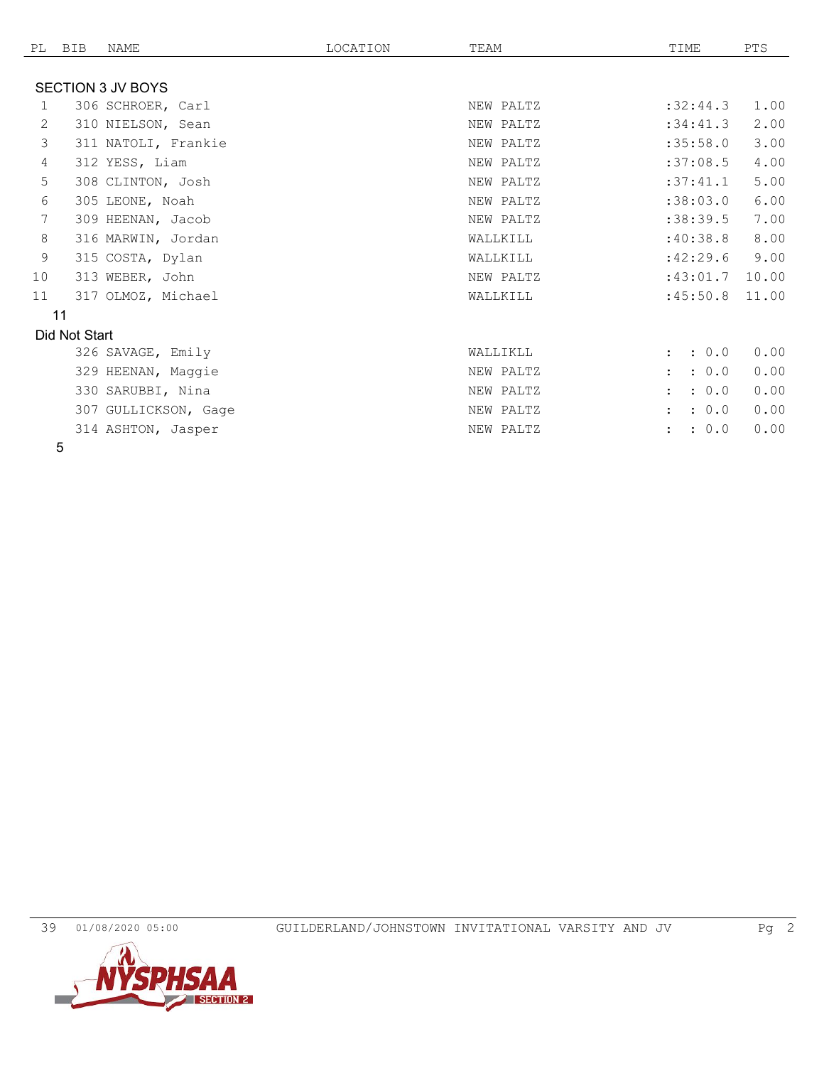| PL | BIB | NAME | LOCATION | TEAM | TIME | PTS |
|---|---|---|---|---|---|---|
| **SECTION 3 JV BOYS** | | | | | | |
| 1 | 306 | SCHROER, Carl | | NEW PALTZ | :32:44.3 | 1.00 |
| 2 | 310 | NIELSON, Sean | | NEW PALTZ | :34:41.3 | 2.00 |
| 3 | 311 | NATOLI, Frankie | | NEW PALTZ | :35:58.0 | 3.00 |
| 4 | 312 | YESS, Liam | | NEW PALTZ | :37:08.5 | 4.00 |
| 5 | 308 | CLINTON, Josh | | NEW PALTZ | :37:41.1 | 5.00 |
| 6 | 305 | LEONE, Noah | | NEW PALTZ | :38:03.0 | 6.00 |
| 7 | 309 | HEENAN, Jacob | | NEW PALTZ | :38:39.5 | 7.00 |
| 8 | 316 | MARWIN, Jordan | | WALLKILL | :40:38.8 | 8.00 |
| 9 | 315 | COSTA, Dylan | | WALLKILL | :42:29.6 | 9.00 |
| 10 | 313 | WEBER, John | | NEW PALTZ | :43:01.7 | 10.00 |
| 11 | 317 | OLMOZ, Michael | | WALLKILL | :45:50.8 | 11.00 |
| 11 | | | | | | |
| **Did Not Start** | | | | | | |
| | 326 | SAVAGE, Emily | | WALLIKLL | : : 0.0 | 0.00 |
| | 329 | HEENAN, Maggie | | NEW PALTZ | : : 0.0 | 0.00 |
| | 330 | SARUBBI, Nina | | NEW PALTZ | : : 0.0 | 0.00 |
| | 307 | GULLICKSON, Gage | | NEW PALTZ | : : 0.0 | 0.00 |
| | 314 | ASHTON, Jasper | | NEW PALTZ | : : 0.0 | 0.00 |
| 5 | | | | | | |